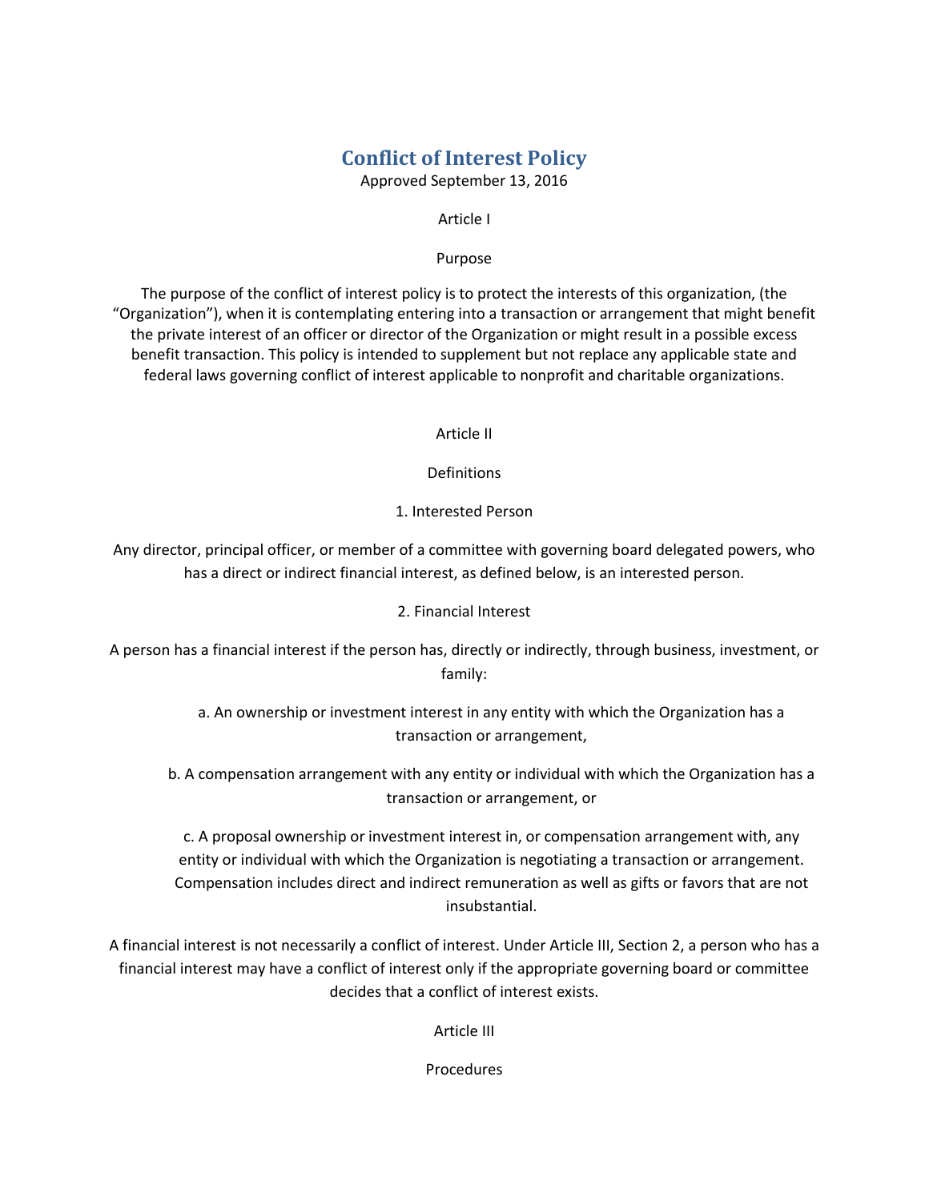# Conflict of Interest Policy

Approved September 13, 2016

## Article I

## Purpose

The purpose of the conflict of interest policy is to protect the interests of this organization, (the "Organization"), when it is contemplating entering into a transaction or arrangement that might benefit the private interest of an officer or director of the Organization or might result in a possible excess benefit transaction. This policy is intended to supplement but not replace any applicable state and federal laws governing conflict of interest applicable to nonprofit and charitable organizations.

## Article II

## Definitions

### 1. Interested Person

Any director, principal officer, or member of a committee with governing board delegated powers, who has a direct or indirect financial interest, as defined below, is an interested person.

### 2. Financial Interest

A person has a financial interest if the person has, directly or indirectly, through business, investment, or family:

a. An ownership or investment interest in any entity with which the Organization has a transaction or arrangement,

b. A compensation arrangement with any entity or individual with which the Organization has a transaction or arrangement, or

c. A proposal ownership or investment interest in, or compensation arrangement with, any entity or individual with which the Organization is negotiating a transaction or arrangement. Compensation includes direct and indirect remuneration as well as gifts or favors that are not insubstantial.

A financial interest is not necessarily a conflict of interest. Under Article III, Section 2, a person who has a financial interest may have a conflict of interest only if the appropriate governing board or committee decides that a conflict of interest exists.

## Article III

## Procedures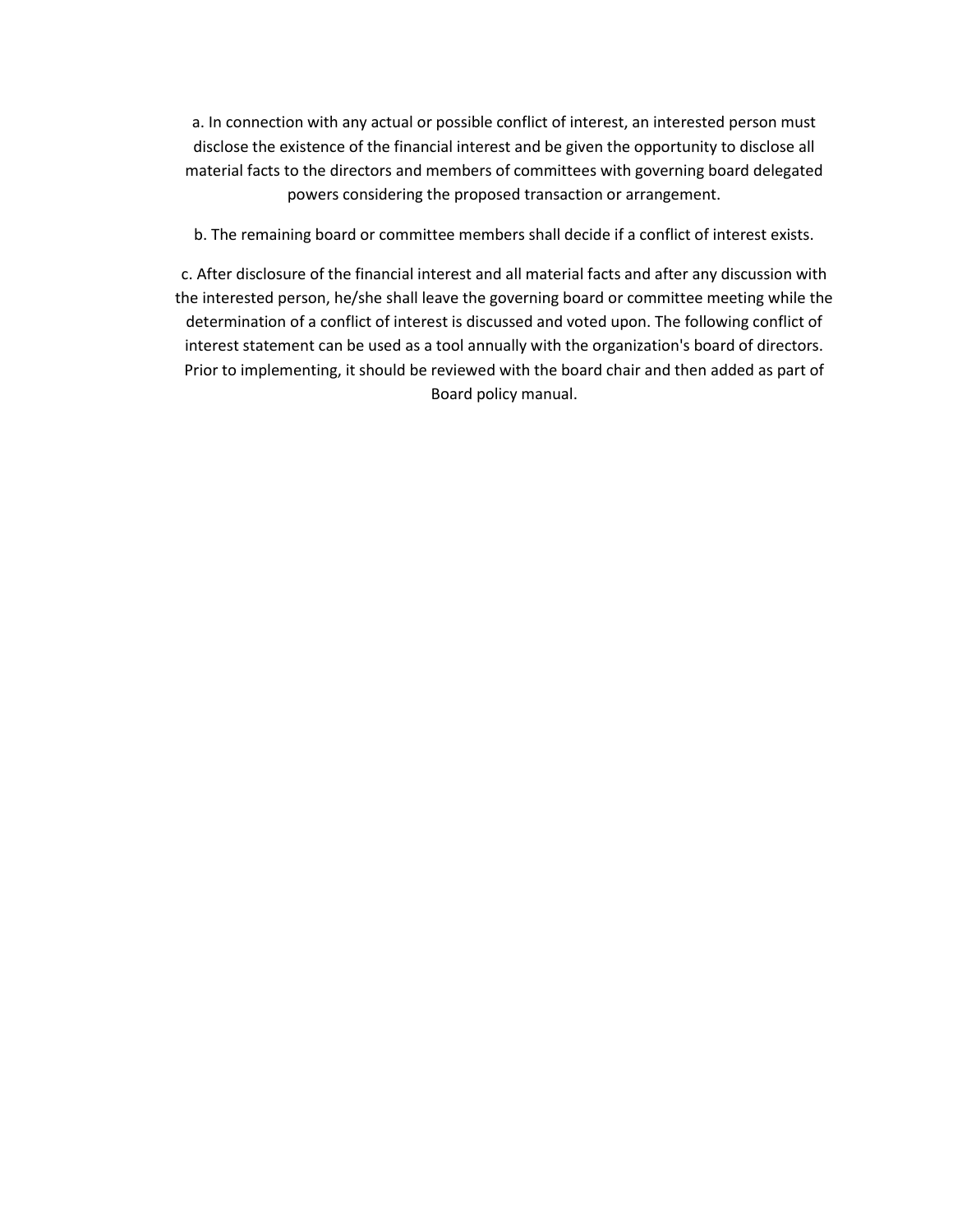a. In connection with any actual or possible conflict of interest, an interested person must disclose the existence of the financial interest and be given the opportunity to disclose all material facts to the directors and members of committees with governing board delegated powers considering the proposed transaction or arrangement.

b. The remaining board or committee members shall decide if a conflict of interest exists.

c. After disclosure of the financial interest and all material facts and after any discussion with the interested person, he/she shall leave the governing board or committee meeting while the determination of a conflict of interest is discussed and voted upon. The following conflict of interest statement can be used as a tool annually with the organization's board of directors. Prior to implementing, it should be reviewed with the board chair and then added as part of Board policy manual.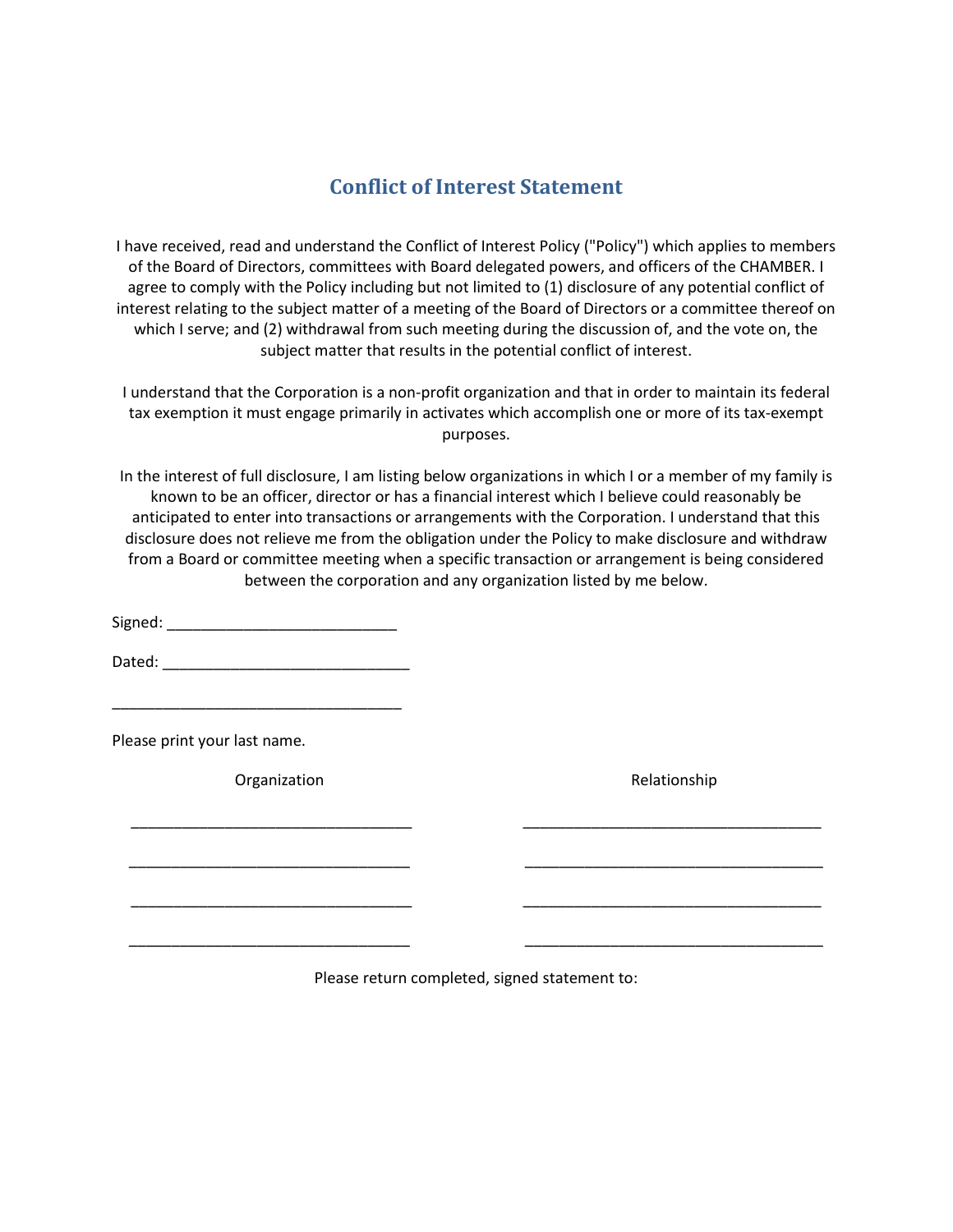# Conflict of Interest Statement

I have received, read and understand the Conflict of Interest Policy ("Policy") which applies to members of the Board of Directors, committees with Board delegated powers, and officers of the CHAMBER. I agree to comply with the Policy including but not limited to (1) disclosure of any potential conflict of interest relating to the subject matter of a meeting of the Board of Directors or a committee thereof on which I serve; and (2) withdrawal from such meeting during the discussion of, and the vote on, the subject matter that results in the potential conflict of interest.

I understand that the Corporation is a non-profit organization and that in order to maintain its federal tax exemption it must engage primarily in activates which accomplish one or more of its tax-exempt purposes.

In the interest of full disclosure, I am listing below organizations in which I or a member of my family is known to be an officer, director or has a financial interest which I believe could reasonably be anticipated to enter into transactions or arrangements with the Corporation. I understand that this disclosure does not relieve me from the obligation under the Policy to make disclosure and withdraw from a Board or committee meeting when a specific transaction or arrangement is being considered between the corporation and any organization listed by me below.

Signed: ___________________________

Dated: _____________________________

_________________________________

Please print your last name.

| Organization | Relationship |
| --- | --- |
| _________________________________ | ___________________________________ |
| _________________________________ | ___________________________________ |
| _________________________________ | ___________________________________ |
| _________________________________ | ___________________________________ |

Please return completed, signed statement to: